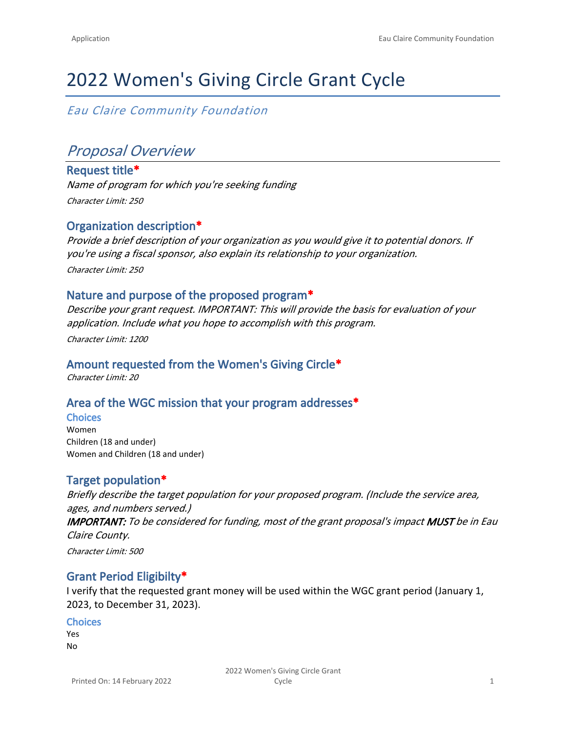# 2022 Women's Giving Circle Grant Cycle

*Eau Claire Community Foundation*

## *Proposal Overview*

### Request title*

*Name of program for which you're seeking funding*

*Character Limit: 250*

### Organization description*

*Provide a brief description of your organization as you would give it to potential donors. If you're using a fiscal sponsor, also explain its relationship to your organization.*

*Character Limit: 250*

### Nature and purpose of the proposed program*

*Describe your grant request. IMPORTANT: This will provide the basis for evaluation of your application. Include what you hope to accomplish with this program.*

*Character Limit: 1200*

### Amount requested from the Women's Giving Circle*

*Character Limit: 20*

### Area of the WGC mission that your program addresses*

**Choices**

Women
Children (18 and under)
Women and Children (18 and under)

### Target population*

*Briefly describe the target population for your proposed program. (Include the service area, ages, and numbers served.)*
***IMPORTANT:*** *To be considered for funding, most of the grant proposal's impact* ***MUST*** *be in Eau Claire County.*

*Character Limit: 500*

### Grant Period Eligibilty*

I verify that the requested grant money will be used within the WGC grant period (January 1, 2023, to December 31, 2023).

**Choices**

Yes
No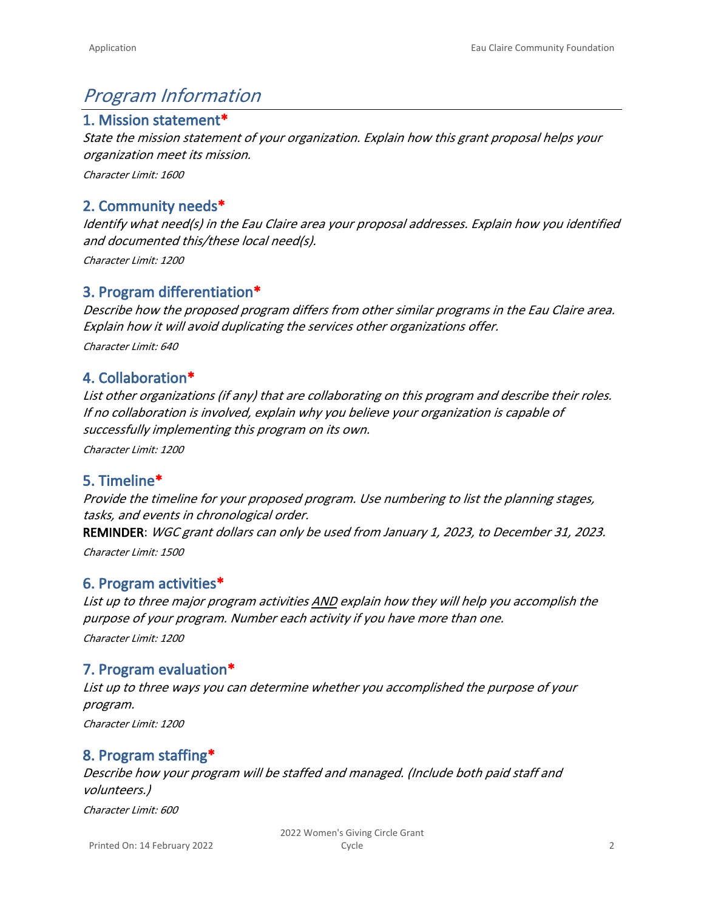# *Program Information*

## 1. Mission statement*

*State the mission statement of your organization. Explain how this grant proposal helps your organization meet its mission.*

*Character Limit: 1600*

## 2. Community needs*

*Identify what need(s) in the Eau Claire area your proposal addresses. Explain how you identified and documented this/these local need(s).*

*Character Limit: 1200*

## 3. Program differentiation*

*Describe how the proposed program differs from other similar programs in the Eau Claire area. Explain how it will avoid duplicating the services other organizations offer.*

*Character Limit: 640*

## 4. Collaboration*

*List other organizations (if any) that are collaborating on this program and describe their roles. If no collaboration is involved, explain why you believe your organization is capable of successfully implementing this program on its own.*

*Character Limit: 1200*

## 5. Timeline*

*Provide the timeline for your proposed program. Use numbering to list the planning stages, tasks, and events in chronological order.*

**REMINDER**: *WGC grant dollars can only be used from January 1, 2023, to December 31, 2023.*

*Character Limit: 1500*

## 6. Program activities*

*List up to three major program activities <u>AND</u> explain how they will help you accomplish the purpose of your program. Number each activity if you have more than one.*

*Character Limit: 1200*

## 7. Program evaluation*

*List up to three ways you can determine whether you accomplished the purpose of your program.*

*Character Limit: 1200*

## 8. Program staffing*

*Describe how your program will be staffed and managed. (Include both paid staff and volunteers.)*

*Character Limit: 600*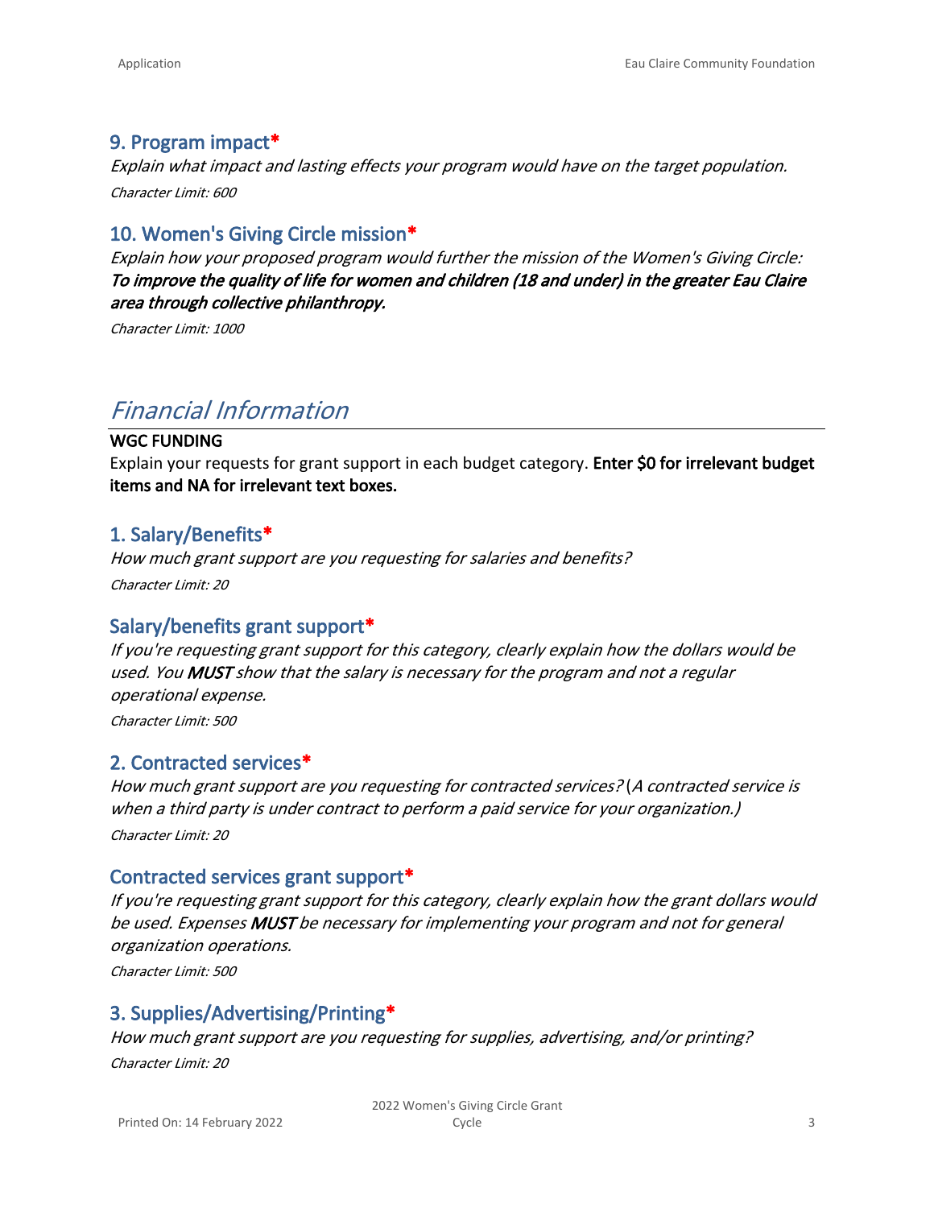### 9. Program impact*

*Explain what impact and lasting effects your program would have on the target population.*

*Character Limit: 600*

### 10. Women's Giving Circle mission*

*Explain how your proposed program would further the mission of the Women's Giving Circle:* ***To improve the quality of life for women and children (18 and under) in the greater Eau Claire area through collective philanthropy.***

*Character Limit: 1000*

## *Financial Information*

**WGC FUNDING**

Explain your requests for grant support in each budget category. **Enter $0 for irrelevant budget items and NA for irrelevant text boxes.**

### 1. Salary/Benefits*

*How much grant support are you requesting for salaries and benefits?*

*Character Limit: 20*

### Salary/benefits grant support*

*If you're requesting grant support for this category, clearly explain how the dollars would be used. You* ***MUST*** *show that the salary is necessary for the program and not a regular operational expense.*

*Character Limit: 500*

### 2. Contracted services*

*How much grant support are you requesting for contracted services?* (*A contracted service is when a third party is under contract to perform a paid service for your organization.)*

*Character Limit: 20*

### Contracted services grant support*

*If you're requesting grant support for this category, clearly explain how the grant dollars would be used. Expenses* ***MUST*** *be necessary for implementing your program and not for general organization operations.*

*Character Limit: 500*

### 3. Supplies/Advertising/Printing*

*How much grant support are you requesting for supplies, advertising, and/or printing?*

*Character Limit: 20*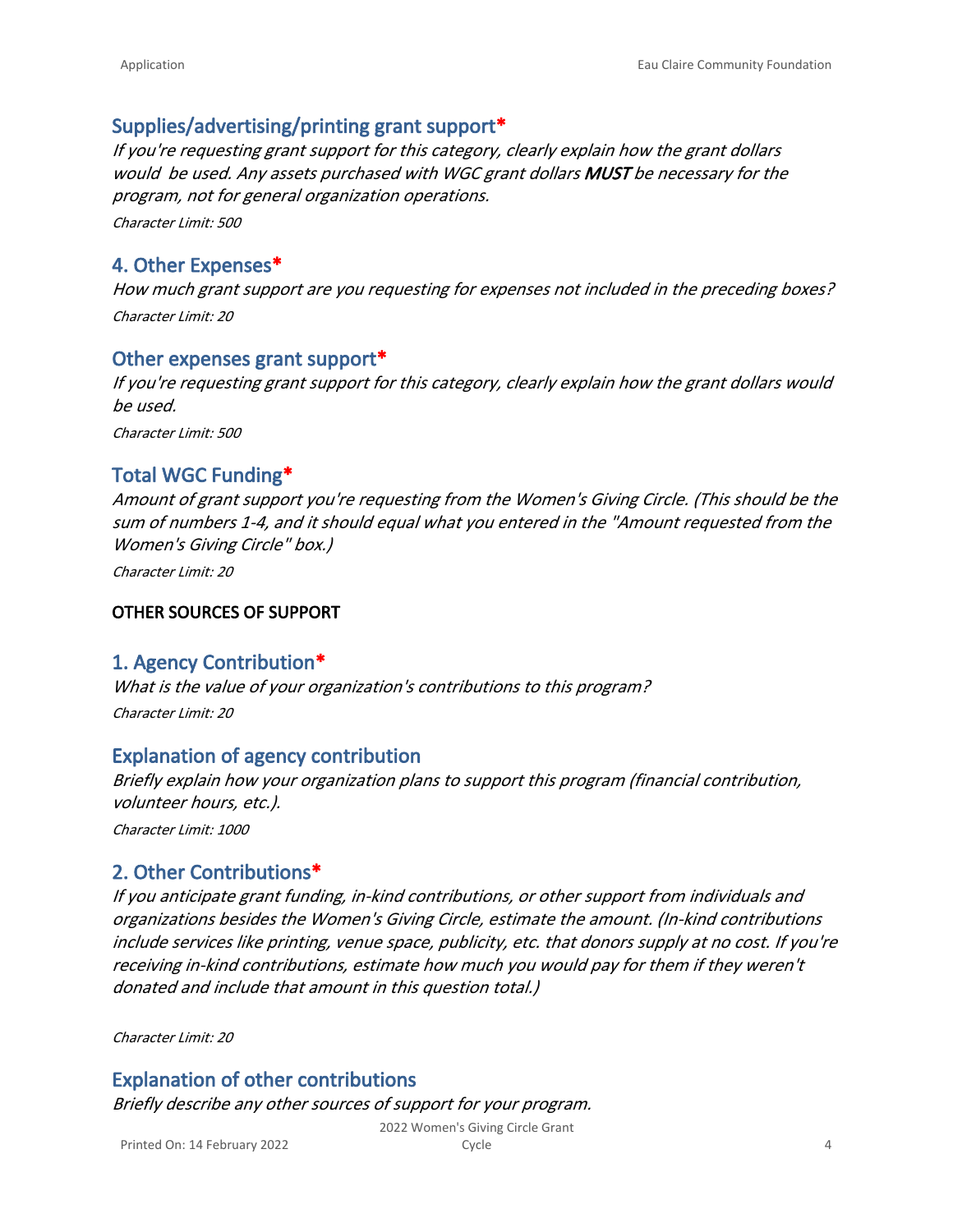## Supplies/advertising/printing grant support*

*If you're requesting grant support for this category, clearly explain how the grant dollars would be used. Any assets purchased with WGC grant dollars **MUST** be necessary for the program, not for general organization operations.*

*Character Limit: 500*

## 4. Other Expenses*

*How much grant support are you requesting for expenses not included in the preceding boxes?*

*Character Limit: 20*

## Other expenses grant support*

*If you're requesting grant support for this category, clearly explain how the grant dollars would be used.*

*Character Limit: 500*

## Total WGC Funding*

*Amount of grant support you're requesting from the Women's Giving Circle. (This should be the sum of numbers 1-4, and it should equal what you entered in the "Amount requested from the Women's Giving Circle" box.)*

*Character Limit: 20*

**OTHER SOURCES OF SUPPORT**

## 1. Agency Contribution*

*What is the value of your organization's contributions to this program?*

*Character Limit: 20*

## Explanation of agency contribution

*Briefly explain how your organization plans to support this program (financial contribution, volunteer hours, etc.).*

*Character Limit: 1000*

## 2. Other Contributions*

*If you anticipate grant funding, in-kind contributions, or other support from individuals and organizations besides the Women's Giving Circle, estimate the amount. (In-kind contributions include services like printing, venue space, publicity, etc. that donors supply at no cost. If you're receiving in-kind contributions, estimate how much you would pay for them if they weren't donated and include that amount in this question total.)*

*Character Limit: 20*

## Explanation of other contributions

*Briefly describe any other sources of support for your program.*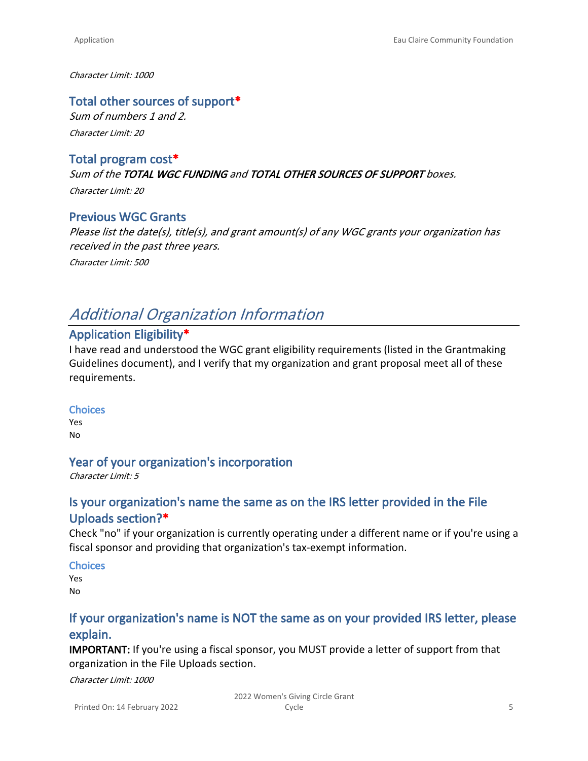*Character Limit: 1000*

### Total other sources of support*

*Sum of numbers 1 and 2.*

*Character Limit: 20*

### Total program cost*

*Sum of the **TOTAL WGC FUNDING** and **TOTAL OTHER SOURCES OF SUPPORT** boxes.*

*Character Limit: 20*

### Previous WGC Grants

*Please list the date(s), title(s), and grant amount(s) of any WGC grants your organization has received in the past three years.*

*Character Limit: 500*

## *Additional Organization Information*

### Application Eligibility*

I have read and understood the WGC grant eligibility requirements (listed in the Grantmaking Guidelines document), and I verify that my organization and grant proposal meet all of these requirements.

**Choices**

Yes
No

### Year of your organization's incorporation

*Character Limit: 5*

### Is your organization's name the same as on the IRS letter provided in the File Uploads section?*

Check "no" if your organization is currently operating under a different name or if you're using a fiscal sponsor and providing that organization's tax-exempt information.

**Choices**

Yes
No

### If your organization's name is NOT the same as on your provided IRS letter, please explain.

**IMPORTANT:** If you're using a fiscal sponsor, you MUST provide a letter of support from that organization in the File Uploads section.

*Character Limit: 1000*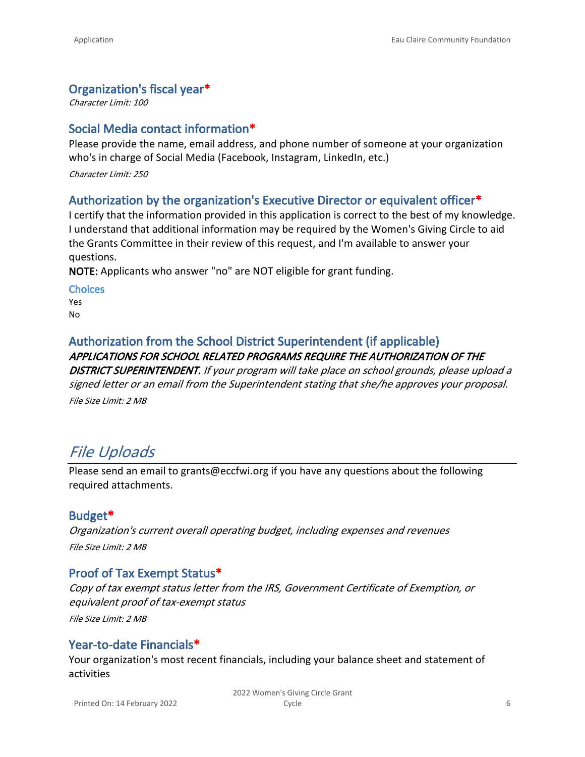### Organization's fiscal year*

*Character Limit: 100*

### Social Media contact information*

Please provide the name, email address, and phone number of someone at your organization who's in charge of Social Media (Facebook, Instagram, LinkedIn, etc.)

*Character Limit: 250*

### Authorization by the organization's Executive Director or equivalent officer*

I certify that the information provided in this application is correct to the best of my knowledge. I understand that additional information may be required by the Women's Giving Circle to aid the Grants Committee in their review of this request, and I'm available to answer your questions.

**NOTE:** Applicants who answer "no" are NOT eligible for grant funding.

**Choices**

Yes
No

### Authorization from the School District Superintendent (if applicable)

***APPLICATIONS FOR SCHOOL RELATED PROGRAMS REQUIRE THE AUTHORIZATION OF THE DISTRICT SUPERINTENDENT.*** *If your program will take place on school grounds, please upload a signed letter or an email from the Superintendent stating that she/he approves your proposal.*

*File Size Limit: 2 MB*

## *File Uploads*

Please send an email to grants@eccfwi.org if you have any questions about the following required attachments.

### Budget*

*Organization's current overall operating budget, including expenses and revenues*

*File Size Limit: 2 MB*

### Proof of Tax Exempt Status*

*Copy of tax exempt status letter from the IRS, Government Certificate of Exemption, or equivalent proof of tax-exempt status*

*File Size Limit: 2 MB*

### Year-to-date Financials*

Your organization's most recent financials, including your balance sheet and statement of activities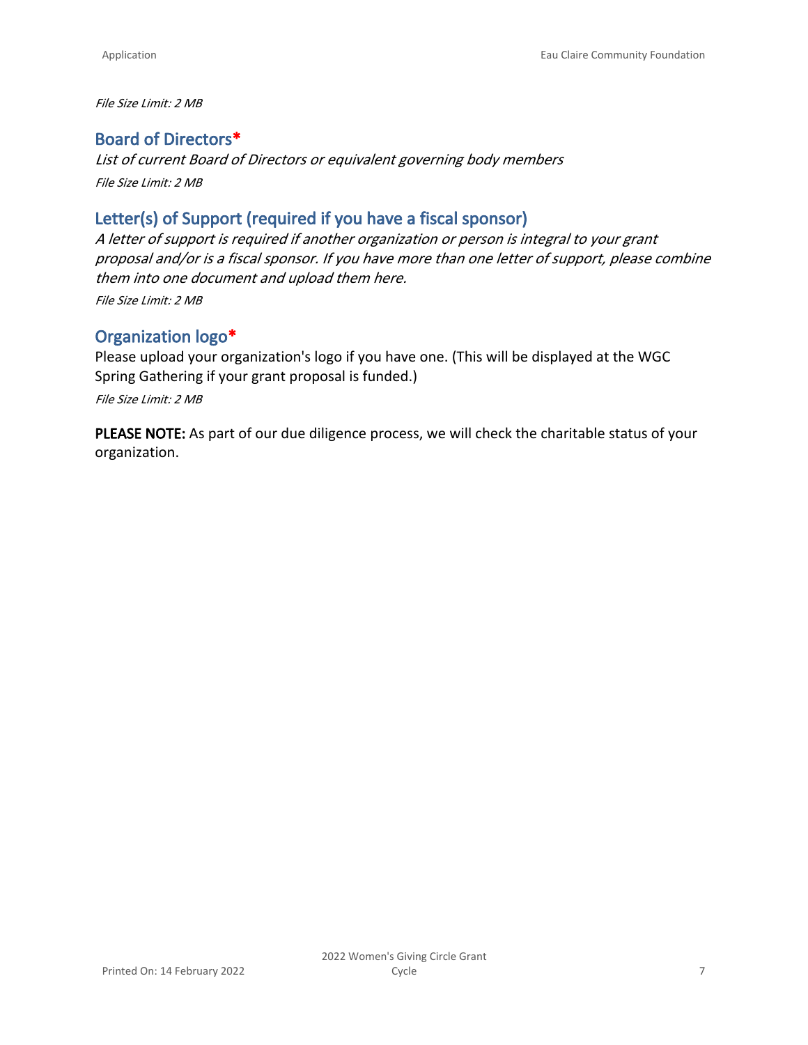*File Size Limit: 2 MB*

## Board of Directors*

*List of current Board of Directors or equivalent governing body members*

*File Size Limit: 2 MB*

## Letter(s) of Support (required if you have a fiscal sponsor)

*A letter of support is required if another organization or person is integral to your grant proposal and/or is a fiscal sponsor. If you have more than one letter of support, please combine them into one document and upload them here.*

*File Size Limit: 2 MB*

## Organization logo*

Please upload your organization's logo if you have one. (This will be displayed at the WGC Spring Gathering if your grant proposal is funded.)

*File Size Limit: 2 MB*

**PLEASE NOTE:** As part of our due diligence process, we will check the charitable status of your organization.